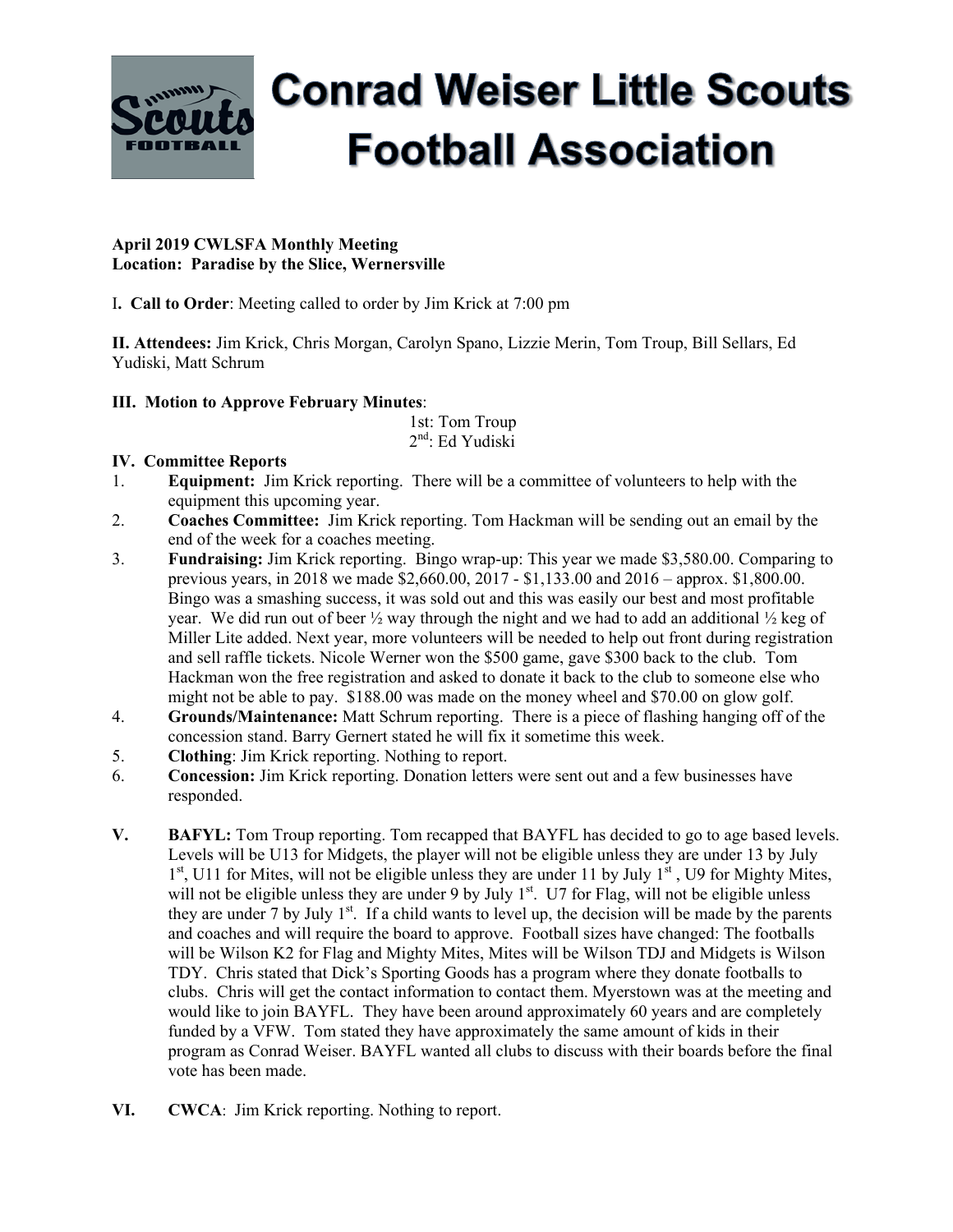# Conrad Weiser Little Scouts Football Association

**April 2019 CWLSFA Monthly Meeting**
**Location: Paradise by the Slice, Wernersville**

**I. Call to Order**: Meeting called to order by Jim Krick at 7:00 pm

**II. Attendees:** Jim Krick, Chris Morgan, Carolyn Spano, Lizzie Merin, Tom Troup, Bill Sellars, Ed Yudiski, Matt Schrum

**III. Motion to Approve February Minutes**:

1st: Tom Troup
2nd: Ed Yudiski

**IV. Committee Reports**

1. **Equipment:** Jim Krick reporting. There will be a committee of volunteers to help with the equipment this upcoming year.
2. **Coaches Committee:** Jim Krick reporting. Tom Hackman will be sending out an email by the end of the week for a coaches meeting.
3. **Fundraising:** Jim Krick reporting. Bingo wrap-up: This year we made $3,580.00. Comparing to previous years, in 2018 we made $2,660.00, 2017 - $1,133.00 and 2016 – approx. $1,800.00. Bingo was a smashing success, it was sold out and this was easily our best and most profitable year. We did run out of beer ½ way through the night and we had to add an additional ½ keg of Miller Lite added. Next year, more volunteers will be needed to help out front during registration and sell raffle tickets. Nicole Werner won the $500 game, gave $300 back to the club. Tom Hackman won the free registration and asked to donate it back to the club to someone else who might not be able to pay. $188.00 was made on the money wheel and $70.00 on glow golf.
4. **Grounds/Maintenance:** Matt Schrum reporting. There is a piece of flashing hanging off of the concession stand. Barry Gernert stated he will fix it sometime this week.
5. **Clothing**: Jim Krick reporting. Nothing to report.
6. **Concession:** Jim Krick reporting. Donation letters were sent out and a few businesses have responded.

**V. BAFYL:** Tom Troup reporting. Tom recapped that BAYFL has decided to go to age based levels. Levels will be U13 for Midgets, the player will not be eligible unless they are under 13 by July 1st, U11 for Mites, will not be eligible unless they are under 11 by July 1st , U9 for Mighty Mites, will not be eligible unless they are under 9 by July 1st. U7 for Flag, will not be eligible unless they are under 7 by July 1st. If a child wants to level up, the decision will be made by the parents and coaches and will require the board to approve. Football sizes have changed: The footballs will be Wilson K2 for Flag and Mighty Mites, Mites will be Wilson TDJ and Midgets is Wilson TDY. Chris stated that Dick's Sporting Goods has a program where they donate footballs to clubs. Chris will get the contact information to contact them. Myerstown was at the meeting and would like to join BAYFL. They have been around approximately 60 years and are completely funded by a VFW. Tom stated they have approximately the same amount of kids in their program as Conrad Weiser. BAYFL wanted all clubs to discuss with their boards before the final vote has been made.

**VI. CWCA**: Jim Krick reporting. Nothing to report.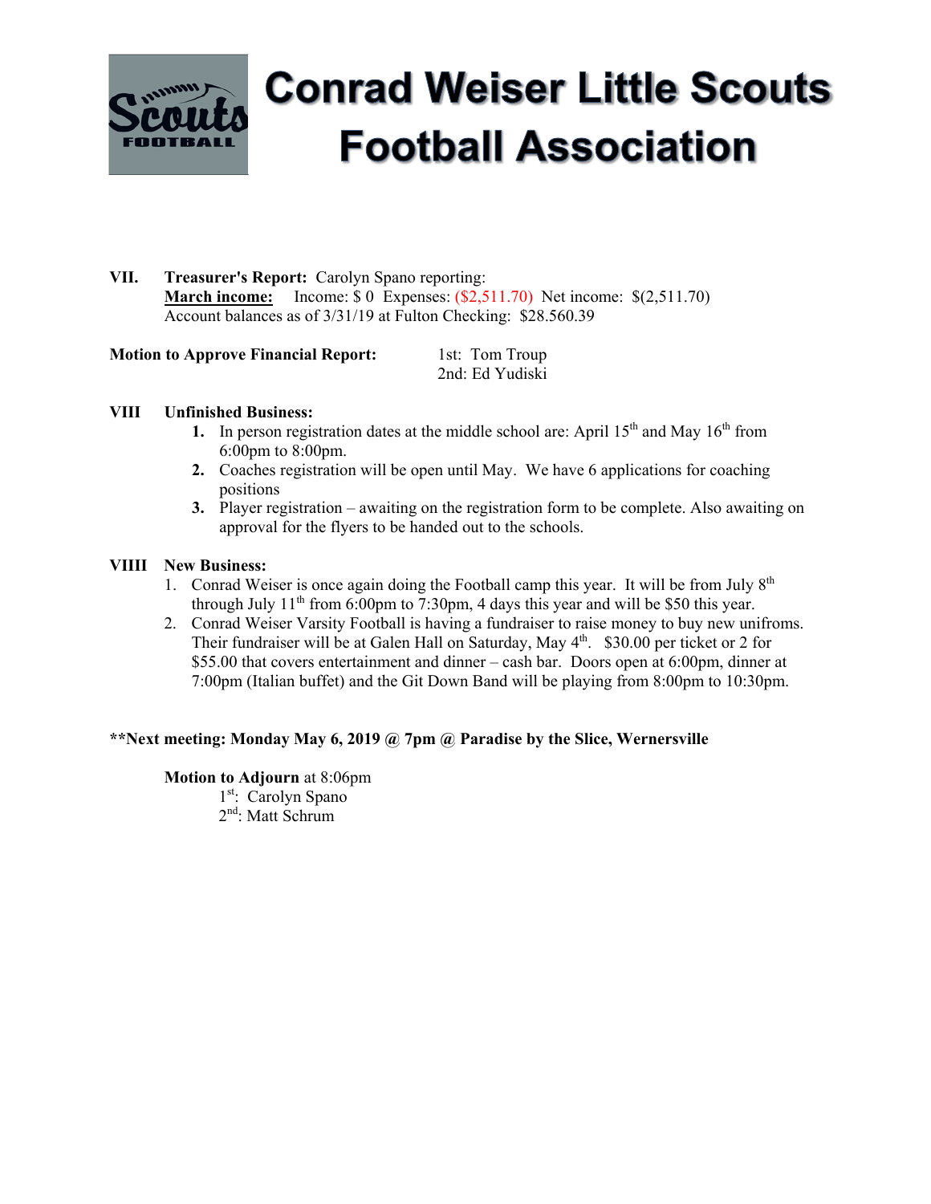# Conrad Weiser Little Scouts Football Association

**VII. Treasurer's Report:** Carolyn Spano reporting:
**March income:** Income: $ 0 Expenses: ($2,511.70) Net income: $(2,511.70)
Account balances as of 3/31/19 at Fulton Checking: $28.560.39

**Motion to Approve Financial Report:** 1st: Tom Troup
2nd: Ed Yudiski

**VIII Unfinished Business:**

1. In person registration dates at the middle school are: April 15th and May 16th from 6:00pm to 8:00pm.
2. Coaches registration will be open until May. We have 6 applications for coaching positions
3. Player registration – awaiting on the registration form to be complete. Also awaiting on approval for the flyers to be handed out to the schools.

**VIIII New Business:**

1. Conrad Weiser is once again doing the Football camp this year. It will be from July 8th through July 11th from 6:00pm to 7:30pm, 4 days this year and will be $50 this year.
2. Conrad Weiser Varsity Football is having a fundraiser to raise money to buy new unifroms. Their fundraiser will be at Galen Hall on Saturday, May 4th. $30.00 per ticket or 2 for $55.00 that covers entertainment and dinner – cash bar. Doors open at 6:00pm, dinner at 7:00pm (Italian buffet) and the Git Down Band will be playing from 8:00pm to 10:30pm.

**\*\*Next meeting: Monday May 6, 2019 @ 7pm @ Paradise by the Slice, Wernersville**

**Motion to Adjourn** at 8:06pm
1st: Carolyn Spano
2nd: Matt Schrum